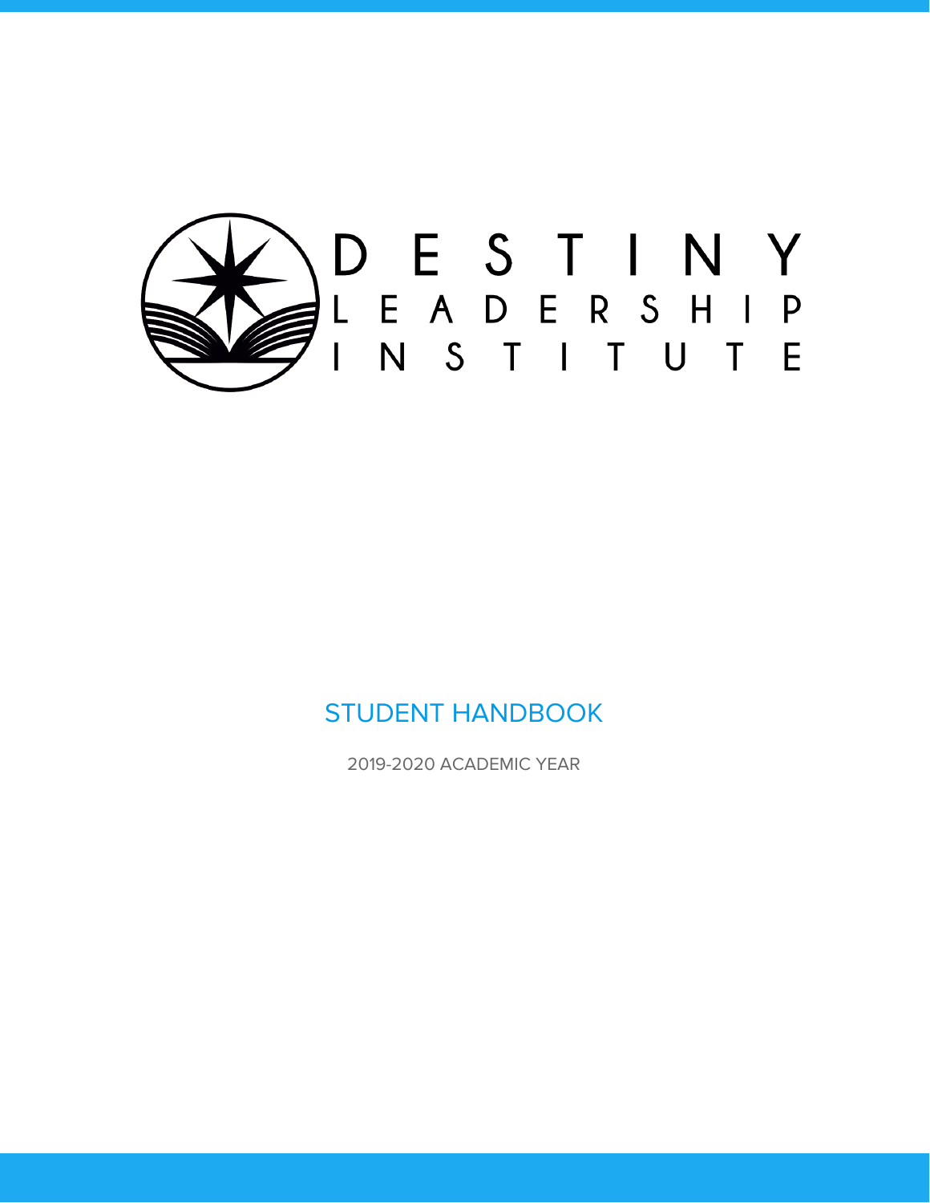# DESTINY LEADERSHIP INSTITUTE

## STUDENT HANDBOOK

2019-2020 ACADEMIC YEAR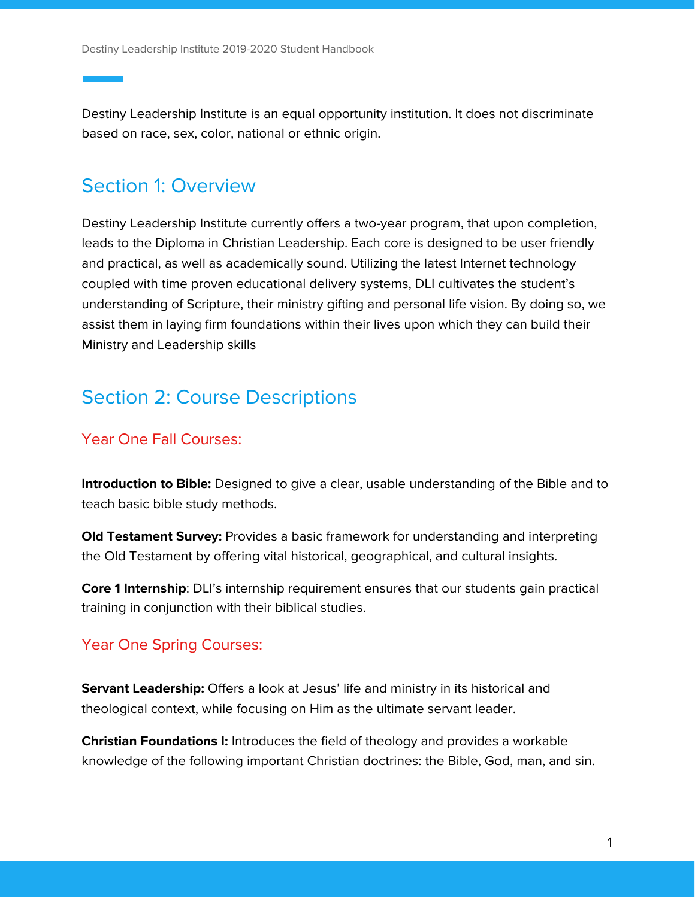Destiny Leadership Institute is an equal opportunity institution. It does not discriminate based on race, sex, color, national or ethnic origin.

## Section 1: Overview

Destiny Leadership Institute currently offers a two-year program, that upon completion, leads to the Diploma in Christian Leadership. Each core is designed to be user friendly and practical, as well as academically sound. Utilizing the latest Internet technology coupled with time proven educational delivery systems, DLI cultivates the student's understanding of Scripture, their ministry gifting and personal life vision. By doing so, we assist them in laying firm foundations within their lives upon which they can build their Ministry and Leadership skills

## Section 2: Course Descriptions

### Year One Fall Courses:

**Introduction to Bible:** Designed to give a clear, usable understanding of the Bible and to teach basic bible study methods.

**Old Testament Survey:** Provides a basic framework for understanding and interpreting the Old Testament by offering vital historical, geographical, and cultural insights.

**Core 1 Internship**: DLI's internship requirement ensures that our students gain practical training in conjunction with their biblical studies.

### Year One Spring Courses:

**Servant Leadership:** Offers a look at Jesus' life and ministry in its historical and theological context, while focusing on Him as the ultimate servant leader.

**Christian Foundations I:** Introduces the field of theology and provides a workable knowledge of the following important Christian doctrines: the Bible, God, man, and sin.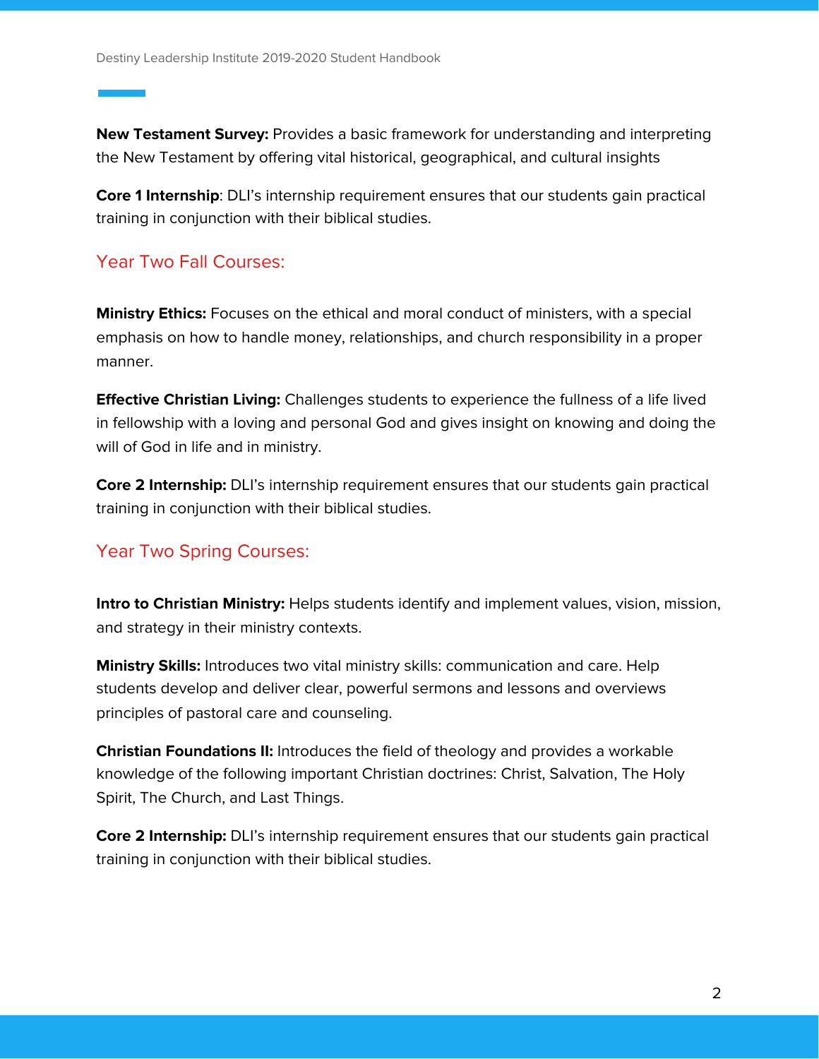**New Testament Survey:** Provides a basic framework for understanding and interpreting the New Testament by offering vital historical, geographical, and cultural insights

**Core 1 Internship**: DLI's internship requirement ensures that our students gain practical training in conjunction with their biblical studies.

## Year Two Fall Courses:

**Ministry Ethics:** Focuses on the ethical and moral conduct of ministers, with a special emphasis on how to handle money, relationships, and church responsibility in a proper manner.

**Effective Christian Living:** Challenges students to experience the fullness of a life lived in fellowship with a loving and personal God and gives insight on knowing and doing the will of God in life and in ministry.

**Core 2 Internship:** DLI's internship requirement ensures that our students gain practical training in conjunction with their biblical studies.

## Year Two Spring Courses:

**Intro to Christian Ministry:** Helps students identify and implement values, vision, mission, and strategy in their ministry contexts.

**Ministry Skills:** Introduces two vital ministry skills: communication and care. Help students develop and deliver clear, powerful sermons and lessons and overviews principles of pastoral care and counseling.

**Christian Foundations II:** Introduces the field of theology and provides a workable knowledge of the following important Christian doctrines: Christ, Salvation, The Holy Spirit, The Church, and Last Things.

**Core 2 Internship:** DLI's internship requirement ensures that our students gain practical training in conjunction with their biblical studies.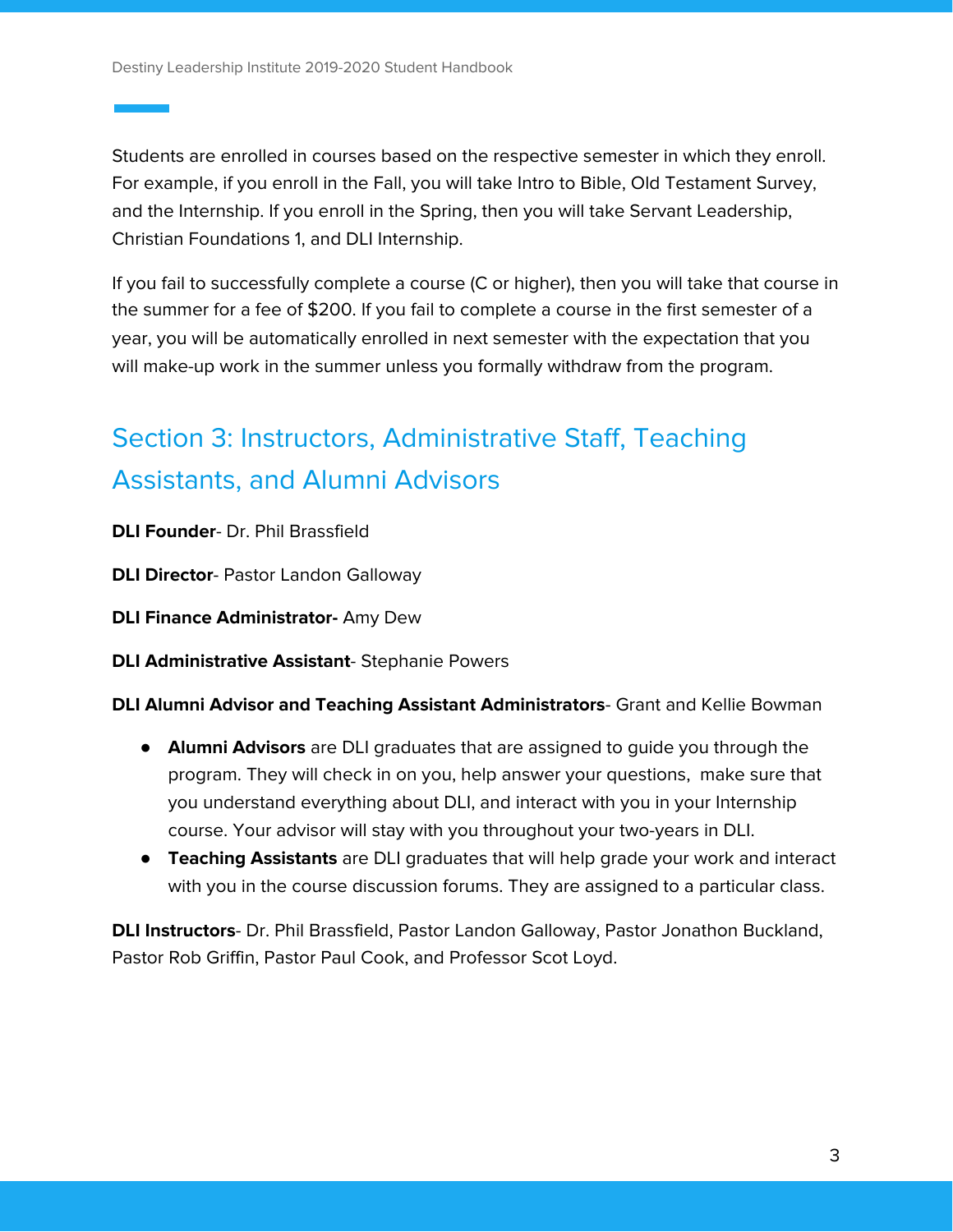Students are enrolled in courses based on the respective semester in which they enroll. For example, if you enroll in the Fall, you will take Intro to Bible, Old Testament Survey, and the Internship. If you enroll in the Spring, then you will take Servant Leadership, Christian Foundations 1, and DLI Internship.

If you fail to successfully complete a course (C or higher), then you will take that course in the summer for a fee of $200. If you fail to complete a course in the first semester of a year, you will be automatically enrolled in next semester with the expectation that you will make-up work in the summer unless you formally withdraw from the program.

## Section 3: Instructors, Administrative Staff, Teaching Assistants, and Alumni Advisors

**DLI Founder**- Dr. Phil Brassfield

**DLI Director**- Pastor Landon Galloway

**DLI Finance Administrator-** Amy Dew

**DLI Administrative Assistant**- Stephanie Powers

**DLI Alumni Advisor and Teaching Assistant Administrators**- Grant and Kellie Bowman

- **Alumni Advisors** are DLI graduates that are assigned to guide you through the program. They will check in on you, help answer your questions, make sure that you understand everything about DLI, and interact with you in your Internship course. Your advisor will stay with you throughout your two-years in DLI.
- **Teaching Assistants** are DLI graduates that will help grade your work and interact with you in the course discussion forums. They are assigned to a particular class.

**DLI Instructors**- Dr. Phil Brassfield, Pastor Landon Galloway, Pastor Jonathon Buckland, Pastor Rob Griffin, Pastor Paul Cook, and Professor Scot Loyd.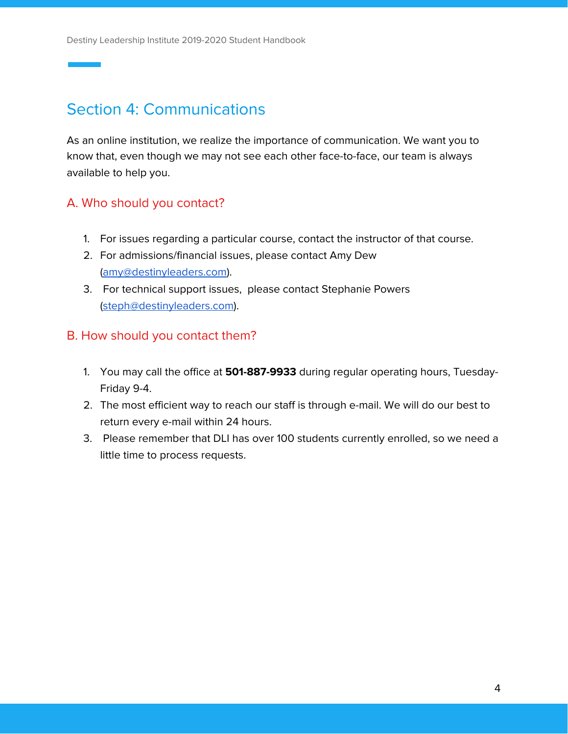## Section 4: Communications

As an online institution, we realize the importance of communication. We want you to know that, even though we may not see each other face-to-face, our team is always available to help you.

### A. Who should you contact?

1. For issues regarding a particular course, contact the instructor of that course.
2. For admissions/financial issues, please contact Amy Dew (amy@destinyleaders.com).
3. For technical support issues, please contact Stephanie Powers (steph@destinyleaders.com).

### B. How should you contact them?

1. You may call the office at **501-887-9933** during regular operating hours, Tuesday-Friday 9-4.
2. The most efficient way to reach our staff is through e-mail. We will do our best to return every e-mail within 24 hours.
3. Please remember that DLI has over 100 students currently enrolled, so we need a little time to process requests.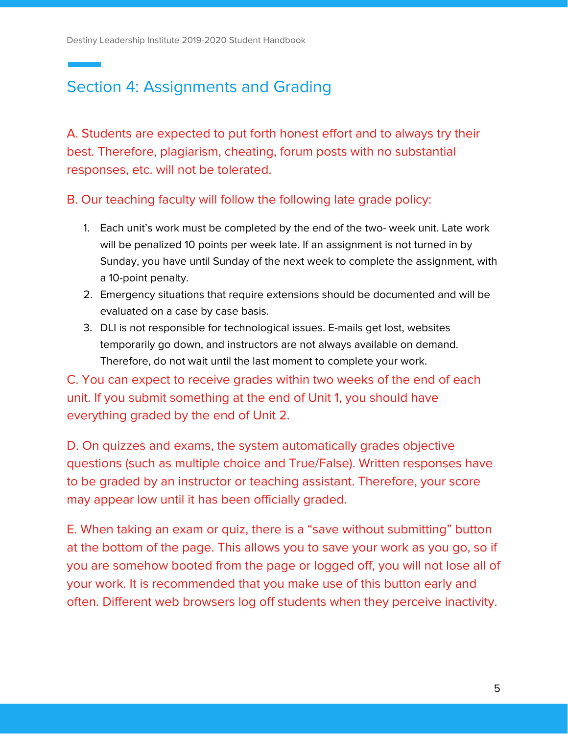## Section 4: Assignments and Grading

A. Students are expected to put forth honest effort and to always try their best. Therefore, plagiarism, cheating, forum posts with no substantial responses, etc. will not be tolerated.

B. Our teaching faculty will follow the following late grade policy:

1. Each unit's work must be completed by the end of the two- week unit. Late work will be penalized 10 points per week late. If an assignment is not turned in by Sunday, you have until Sunday of the next week to complete the assignment, with a 10-point penalty.
2. Emergency situations that require extensions should be documented and will be evaluated on a case by case basis.
3. DLI is not responsible for technological issues. E-mails get lost, websites temporarily go down, and instructors are not always available on demand. Therefore, do not wait until the last moment to complete your work.

C. You can expect to receive grades within two weeks of the end of each unit. If you submit something at the end of Unit 1, you should have everything graded by the end of Unit 2.

D. On quizzes and exams, the system automatically grades objective questions (such as multiple choice and True/False). Written responses have to be graded by an instructor or teaching assistant. Therefore, your score may appear low until it has been officially graded.

E. When taking an exam or quiz, there is a "save without submitting" button at the bottom of the page. This allows you to save your work as you go, so if you are somehow booted from the page or logged off, you will not lose all of your work. It is recommended that you make use of this button early and often. Different web browsers log off students when they perceive inactivity.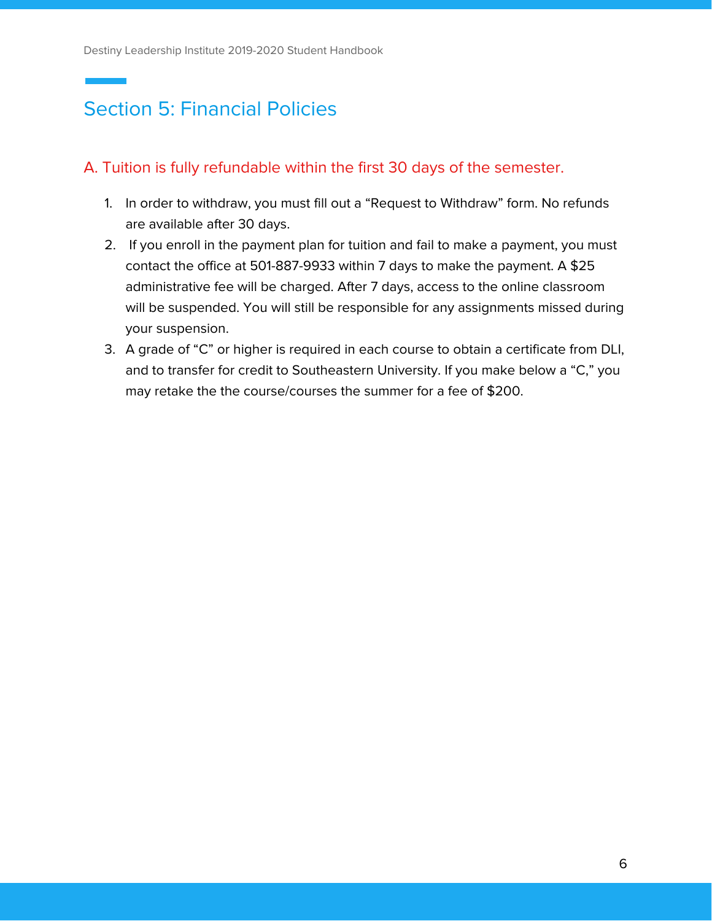# Section 5: Financial Policies

## A. Tuition is fully refundable within the first 30 days of the semester.

1. In order to withdraw, you must fill out a "Request to Withdraw" form. No refunds are available after 30 days.
2. If you enroll in the payment plan for tuition and fail to make a payment, you must contact the office at 501-887-9933 within 7 days to make the payment. A $25 administrative fee will be charged. After 7 days, access to the online classroom will be suspended. You will still be responsible for any assignments missed during your suspension.
3. A grade of "C" or higher is required in each course to obtain a certificate from DLI, and to transfer for credit to Southeastern University. If you make below a "C," you may retake the the course/courses the summer for a fee of $200.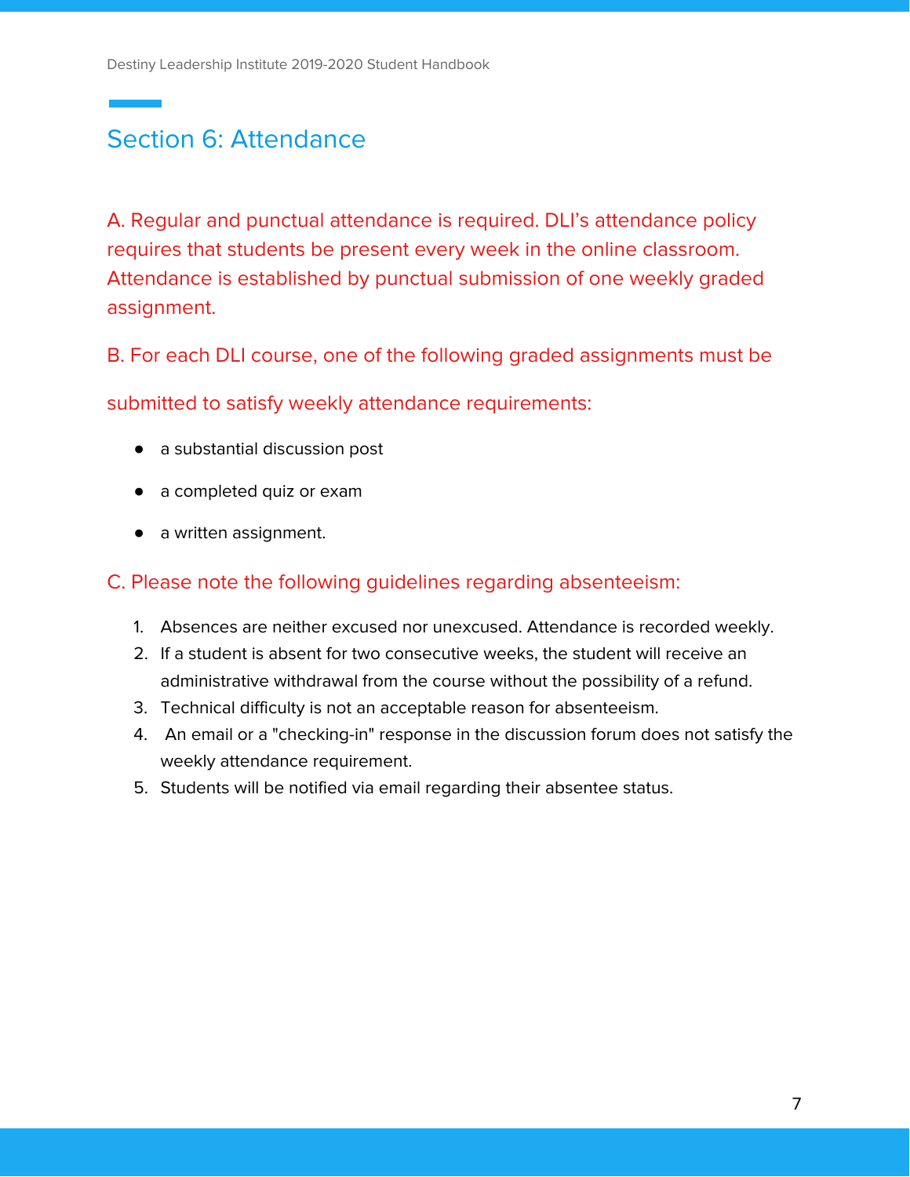## Section 6: Attendance

A. Regular and punctual attendance is required. DLI's attendance policy requires that students be present every week in the online classroom. Attendance is established by punctual submission of one weekly graded assignment.

B. For each DLI course, one of the following graded assignments must be submitted to satisfy weekly attendance requirements:

- a substantial discussion post
- a completed quiz or exam
- a written assignment.

C. Please note the following guidelines regarding absenteeism:

1. Absences are neither excused nor unexcused. Attendance is recorded weekly.
2. If a student is absent for two consecutive weeks, the student will receive an administrative withdrawal from the course without the possibility of a refund.
3. Technical difficulty is not an acceptable reason for absenteeism.
4. An email or a "checking-in" response in the discussion forum does not satisfy the weekly attendance requirement.
5. Students will be notified via email regarding their absentee status.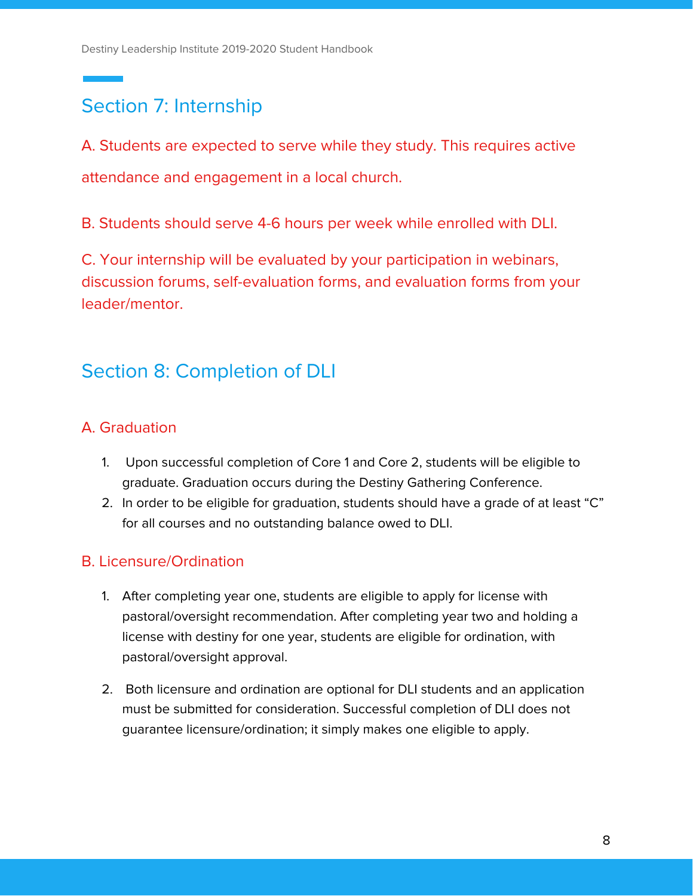## Section 7: Internship

A. Students are expected to serve while they study. This requires active attendance and engagement in a local church.

B. Students should serve 4-6 hours per week while enrolled with DLI.

C. Your internship will be evaluated by your participation in webinars, discussion forums, self-evaluation forms, and evaluation forms from your leader/mentor.

## Section 8: Completion of DLI

### A. Graduation

1. Upon successful completion of Core 1 and Core 2, students will be eligible to graduate. Graduation occurs during the Destiny Gathering Conference.
2. In order to be eligible for graduation, students should have a grade of at least "C" for all courses and no outstanding balance owed to DLI.

### B. Licensure/Ordination

1. After completing year one, students are eligible to apply for license with pastoral/oversight recommendation. After completing year two and holding a license with destiny for one year, students are eligible for ordination, with pastoral/oversight approval.

2. Both licensure and ordination are optional for DLI students and an application must be submitted for consideration. Successful completion of DLI does not guarantee licensure/ordination; it simply makes one eligible to apply.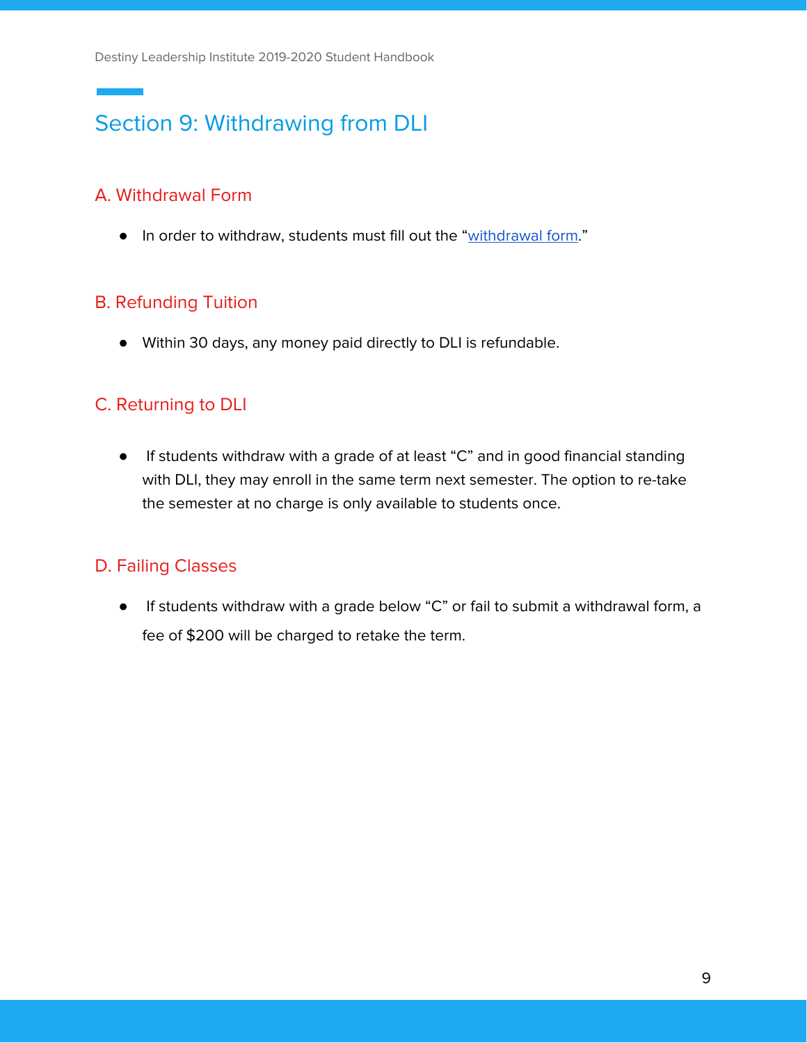## Section 9: Withdrawing from DLI

### A. Withdrawal Form

- In order to withdraw, students must fill out the "[withdrawal form](#)."

### B. Refunding Tuition

- Within 30 days, any money paid directly to DLI is refundable.

### C. Returning to DLI

- If students withdraw with a grade of at least "C" and in good financial standing with DLI, they may enroll in the same term next semester. The option to re-take the semester at no charge is only available to students once.

### D. Failing Classes

- If students withdraw with a grade below "C" or fail to submit a withdrawal form, a fee of $200 will be charged to retake the term.